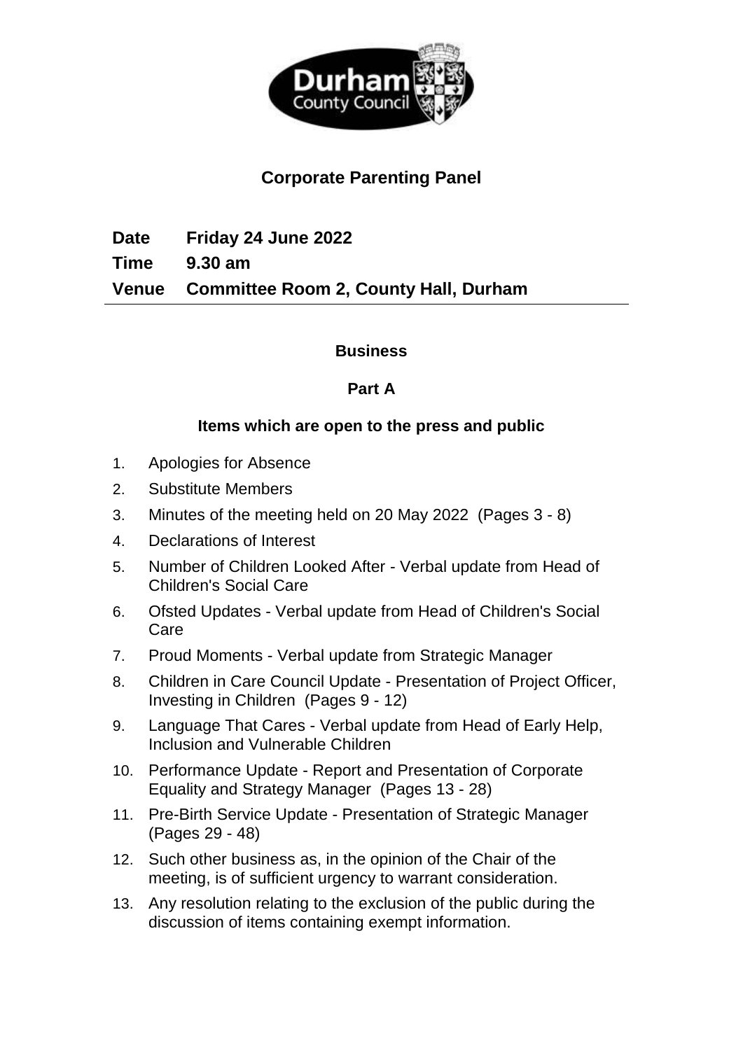# Corporate Parenting Panel

**Date** **Friday 24 June 2022**

**Time** **9.30 am**

**Venue** **Committee Room 2, County Hall, Durham**

---

## Business

### Part A

### Items which are open to the press and public

1. Apologies for Absence
2. Substitute Members
3. Minutes of the meeting held on 20 May 2022 (Pages 3 - 8)
4. Declarations of Interest
5. Number of Children Looked After - Verbal update from Head of Children's Social Care
6. Ofsted Updates - Verbal update from Head of Children's Social Care
7. Proud Moments - Verbal update from Strategic Manager
8. Children in Care Council Update - Presentation of Project Officer, Investing in Children (Pages 9 - 12)
9. Language That Cares - Verbal update from Head of Early Help, Inclusion and Vulnerable Children
10. Performance Update - Report and Presentation of Corporate Equality and Strategy Manager (Pages 13 - 28)
11. Pre-Birth Service Update - Presentation of Strategic Manager (Pages 29 - 48)
12. Such other business as, in the opinion of the Chair of the meeting, is of sufficient urgency to warrant consideration.
13. Any resolution relating to the exclusion of the public during the discussion of items containing exempt information.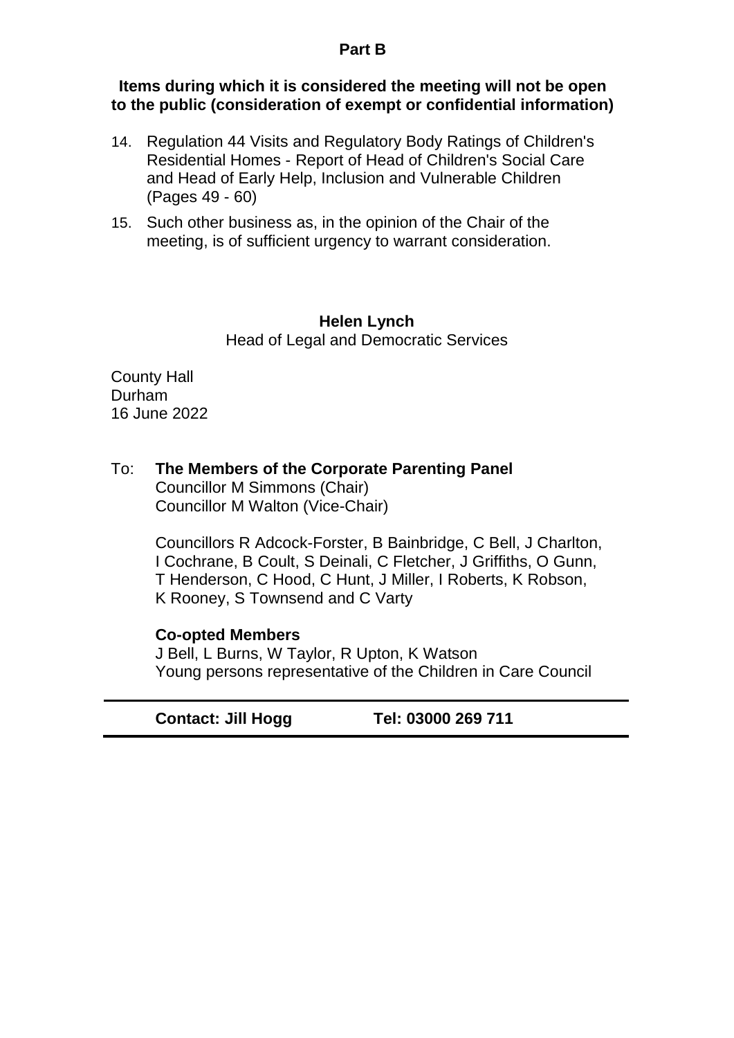**Part B**

**Items during which it is considered the meeting will not be open to the public (consideration of exempt or confidential information)**

14. Regulation 44 Visits and Regulatory Body Ratings of Children's Residential Homes - Report of Head of Children's Social Care and Head of Early Help, Inclusion and Vulnerable Children (Pages 49 - 60)
15. Such other business as, in the opinion of the Chair of the meeting, is of sufficient urgency to warrant consideration.

**Helen Lynch**
Head of Legal and Democratic Services

County Hall
Durham
16 June 2022

To: **The Members of the Corporate Parenting Panel**
Councillor M Simmons (Chair)
Councillor M Walton (Vice-Chair)

Councillors R Adcock-Forster, B Bainbridge, C Bell, J Charlton, I Cochrane, B Coult, S Deinali, C Fletcher, J Griffiths, O Gunn, T Henderson, C Hood, C Hunt, J Miller, I Roberts, K Robson, K Rooney, S Townsend and C Varty

**Co-opted Members**
J Bell, L Burns, W Taylor, R Upton, K Watson
Young persons representative of the Children in Care Council

**Contact: Jill Hogg** **Tel: 03000 269 711**